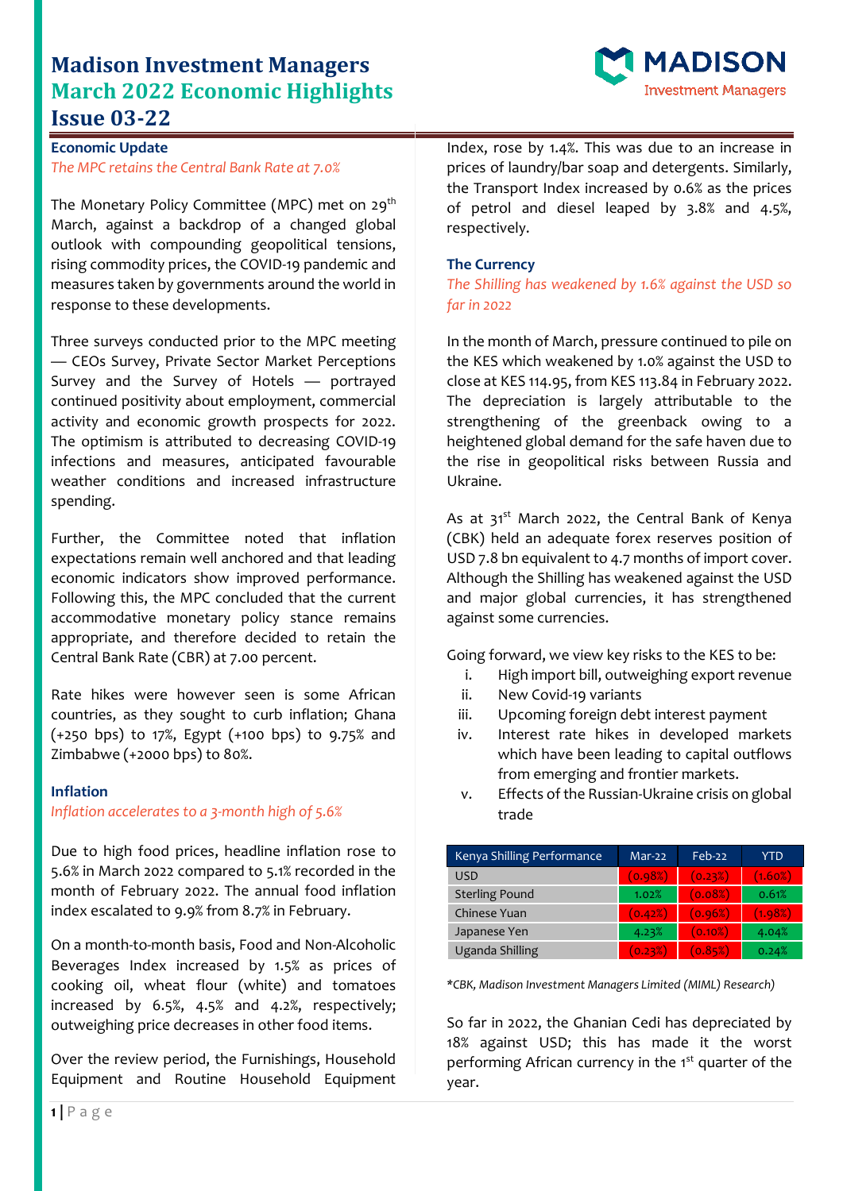# Madison Investment Managers
# March 2022 Economic Highlights
# Issue 03-22

## Economic Update

*The MPC retains the Central Bank Rate at 7.0%*

The Monetary Policy Committee (MPC) met on 29th March, against a backdrop of a changed global outlook with compounding geopolitical tensions, rising commodity prices, the COVID-19 pandemic and measures taken by governments around the world in response to these developments.

Three surveys conducted prior to the MPC meeting — CEOs Survey, Private Sector Market Perceptions Survey and the Survey of Hotels — portrayed continued positivity about employment, commercial activity and economic growth prospects for 2022. The optimism is attributed to decreasing COVID-19 infections and measures, anticipated favourable weather conditions and increased infrastructure spending.

Further, the Committee noted that inflation expectations remain well anchored and that leading economic indicators show improved performance. Following this, the MPC concluded that the current accommodative monetary policy stance remains appropriate, and therefore decided to retain the Central Bank Rate (CBR) at 7.00 percent.

Rate hikes were however seen is some African countries, as they sought to curb inflation; Ghana (+250 bps) to 17%, Egypt (+100 bps) to 9.75% and Zimbabwe (+2000 bps) to 80%.

## Inflation

*Inflation accelerates to a 3-month high of 5.6%*

Due to high food prices, headline inflation rose to 5.6% in March 2022 compared to 5.1% recorded in the month of February 2022. The annual food inflation index escalated to 9.9% from 8.7% in February.

On a month-to-month basis, Food and Non-Alcoholic Beverages Index increased by 1.5% as prices of cooking oil, wheat flour (white) and tomatoes increased by 6.5%, 4.5% and 4.2%, respectively; outweighing price decreases in other food items.

Over the review period, the Furnishings, Household Equipment and Routine Household Equipment Index, rose by 1.4%. This was due to an increase in prices of laundry/bar soap and detergents. Similarly, the Transport Index increased by 0.6% as the prices of petrol and diesel leaped by 3.8% and 4.5%, respectively.

## The Currency

*The Shilling has weakened by 1.6% against the USD so far in 2022*

In the month of March, pressure continued to pile on the KES which weakened by 1.0% against the USD to close at KES 114.95, from KES 113.84 in February 2022. The depreciation is largely attributable to the strengthening of the greenback owing to a heightened global demand for the safe haven due to the rise in geopolitical risks between Russia and Ukraine.

As at 31st March 2022, the Central Bank of Kenya (CBK) held an adequate forex reserves position of USD 7.8 bn equivalent to 4.7 months of import cover. Although the Shilling has weakened against the USD and major global currencies, it has strengthened against some currencies.

Going forward, we view key risks to the KES to be:

i. High import bill, outweighing export revenue
ii. New Covid-19 variants
iii. Upcoming foreign debt interest payment
iv. Interest rate hikes in developed markets which have been leading to capital outflows from emerging and frontier markets.
v. Effects of the Russian-Ukraine crisis on global trade

| Kenya Shilling Performance | Mar-22 | Feb-22 | YTD |
|---|---|---|---|
| USD | (0.98%) | (0.23%) | (1.60%) |
| Sterling Pound | 1.02% | (0.08%) | 0.61% |
| Chinese Yuan | (0.42%) | (0.96%) | (1.98%) |
| Japanese Yen | 4.23% | (0.10%) | 4.04% |
| Uganda Shilling | (0.23%) | (0.85%) | 0.24% |

*\*CBK, Madison Investment Managers Limited (MIML) Research)*

So far in 2022, the Ghanian Cedi has depreciated by 18% against USD; this has made it the worst performing African currency in the 1st quarter of the year.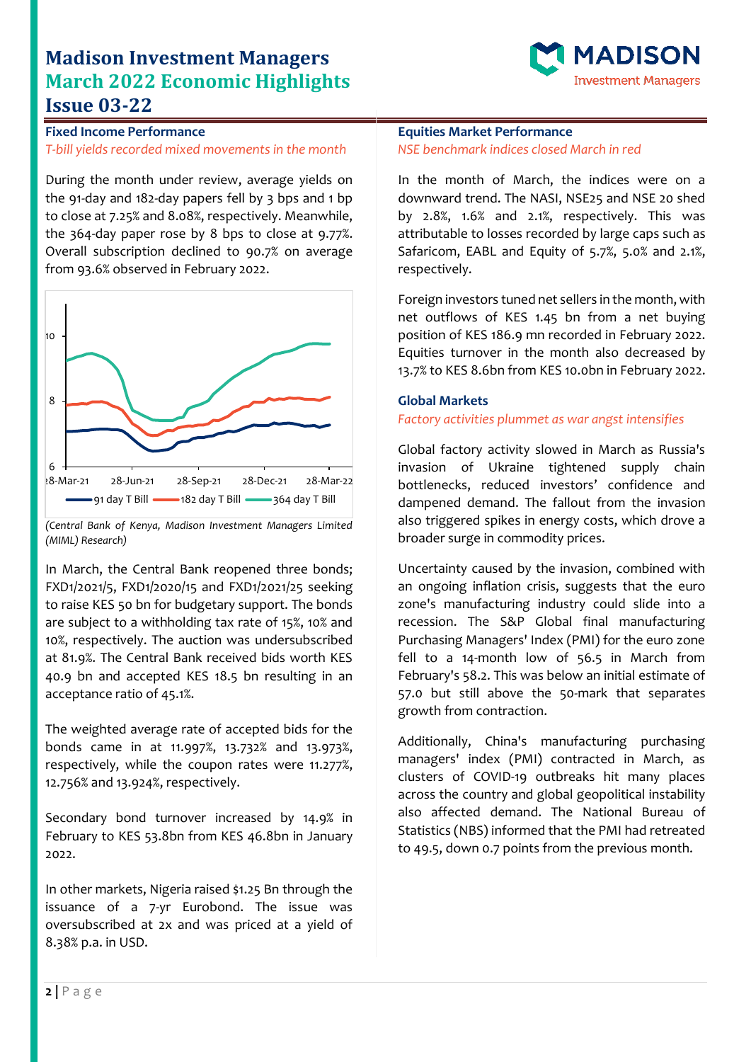# Madison Investment Managers
# March 2022 Economic Highlights
# Issue 03-22

## Fixed Income Performance

*T-bill yields recorded mixed movements in the month*

During the month under review, average yields on the 91-day and 182-day papers fell by 3 bps and 1 bp to close at 7.25% and 8.08%, respectively. Meanwhile, the 364-day paper rose by 8 bps to close at 9.77%. Overall subscription declined to 90.7% on average from 93.6% observed in February 2022.

*(Central Bank of Kenya, Madison Investment Managers Limited (MIML) Research)*

In March, the Central Bank reopened three bonds; FXD1/2021/5, FXD1/2020/15 and FXD1/2021/25 seeking to raise KES 50 bn for budgetary support. The bonds are subject to a withholding tax rate of 15%, 10% and 10%, respectively. The auction was undersubscribed at 81.9%. The Central Bank received bids worth KES 40.9 bn and accepted KES 18.5 bn resulting in an acceptance ratio of 45.1%.

The weighted average rate of accepted bids for the bonds came in at 11.997%, 13.732% and 13.973%, respectively, while the coupon rates were 11.277%, 12.756% and 13.924%, respectively.

Secondary bond turnover increased by 14.9% in February to KES 53.8bn from KES 46.8bn in January 2022.

In other markets, Nigeria raised $1.25 Bn through the issuance of a 7-yr Eurobond. The issue was oversubscribed at 2x and was priced at a yield of 8.38% p.a. in USD.

## Equities Market Performance

*NSE benchmark indices closed March in red*

In the month of March, the indices were on a downward trend. The NASI, NSE25 and NSE 20 shed by 2.8%, 1.6% and 2.1%, respectively. This was attributable to losses recorded by large caps such as Safaricom, EABL and Equity of 5.7%, 5.0% and 2.1%, respectively.

Foreign investors tuned net sellers in the month, with net outflows of KES 1.45 bn from a net buying position of KES 186.9 mn recorded in February 2022. Equities turnover in the month also decreased by 13.7% to KES 8.6bn from KES 10.0bn in February 2022.

## Global Markets

*Factory activities plummet as war angst intensifies*

Global factory activity slowed in March as Russia's invasion of Ukraine tightened supply chain bottlenecks, reduced investors' confidence and dampened demand. The fallout from the invasion also triggered spikes in energy costs, which drove a broader surge in commodity prices.

Uncertainty caused by the invasion, combined with an ongoing inflation crisis, suggests that the euro zone's manufacturing industry could slide into a recession. The S&P Global final manufacturing Purchasing Managers' Index (PMI) for the euro zone fell to a 14-month low of 56.5 in March from February's 58.2. This was below an initial estimate of 57.0 but still above the 50-mark that separates growth from contraction.

Additionally, China's manufacturing purchasing managers' index (PMI) contracted in March, as clusters of COVID-19 outbreaks hit many places across the country and global geopolitical instability also affected demand. The National Bureau of Statistics (NBS) informed that the PMI had retreated to 49.5, down 0.7 points from the previous month.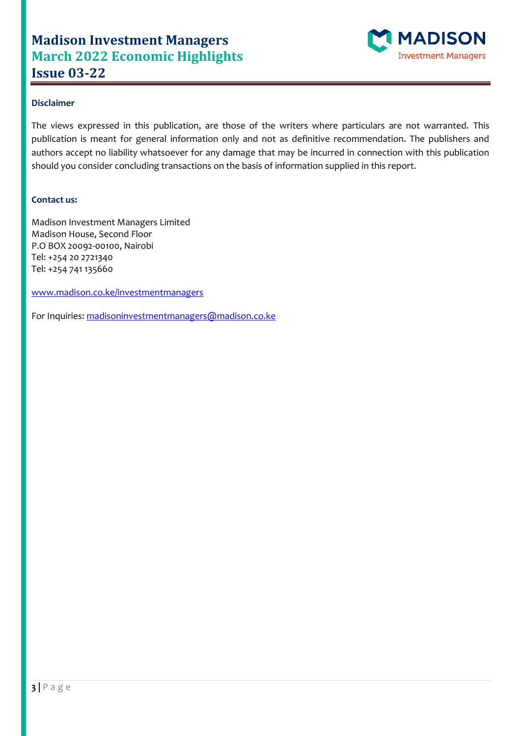**Disclaimer**

The views expressed in this publication, are those of the writers where particulars are not warranted. This publication is meant for general information only and not as definitive recommendation. The publishers and authors accept no liability whatsoever for any damage that may be incurred in connection with this publication should you consider concluding transactions on the basis of information supplied in this report.

**Contact us:**

Madison Investment Managers Limited
Madison House, Second Floor
P.O BOX 20092-00100, Nairobi
Tel: +254 20 2721340
Tel: +254 741 135660

www.madison.co.ke/investmentmanagers

For Inquiries: madisoninvestmentmanagers@madison.co.ke